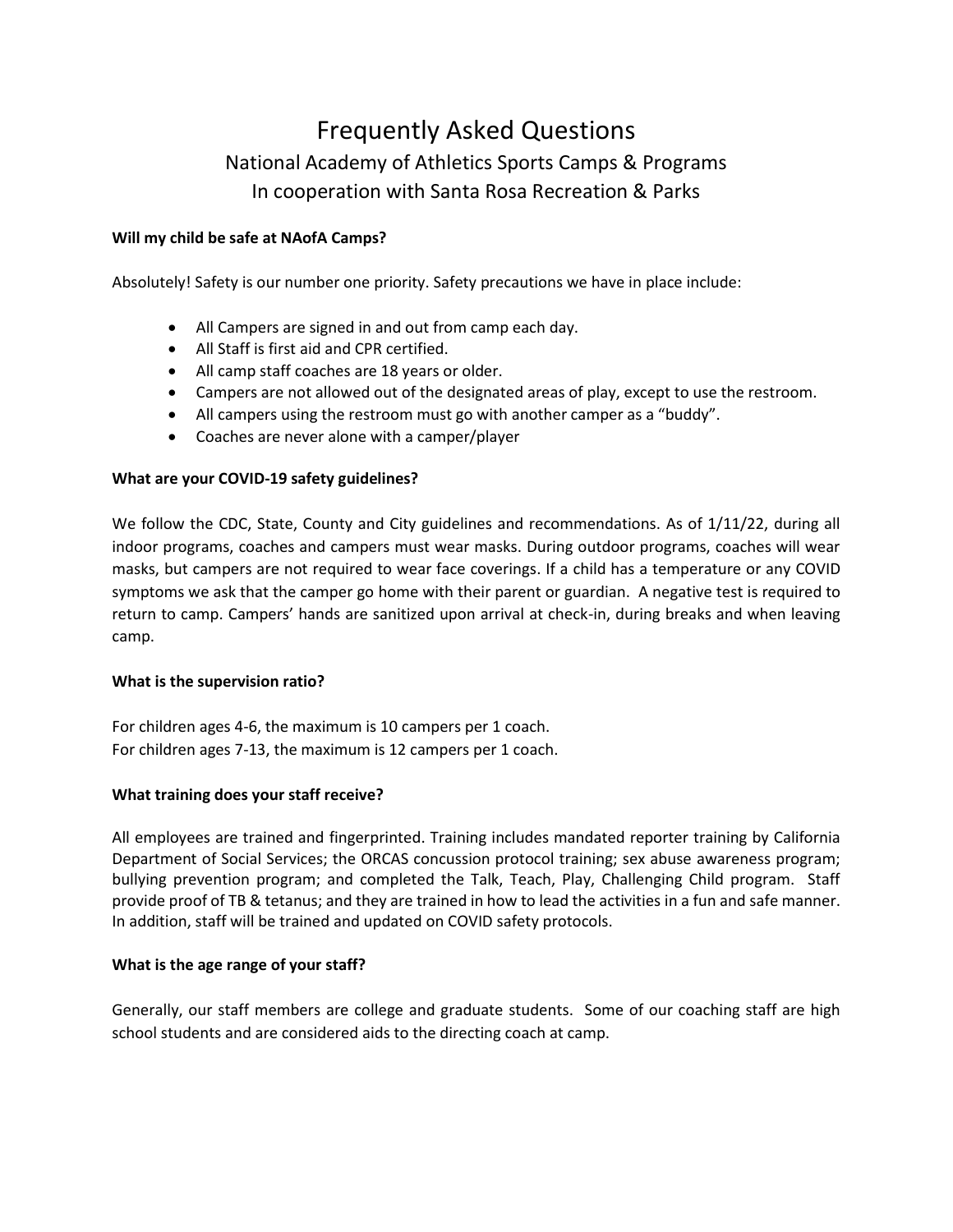# Frequently Asked Questions

## National Academy of Athletics Sports Camps & Programs
## In cooperation with Santa Rosa Recreation & Parks

**Will my child be safe at NAofA Camps?**

Absolutely! Safety is our number one priority. Safety precautions we have in place include:

- All Campers are signed in and out from camp each day.
- All Staff is first aid and CPR certified.
- All camp staff coaches are 18 years or older.
- Campers are not allowed out of the designated areas of play, except to use the restroom.
- All campers using the restroom must go with another camper as a "buddy".
- Coaches are never alone with a camper/player

**What are your COVID-19 safety guidelines?**

We follow the CDC, State, County and City guidelines and recommendations. As of 1/11/22, during all indoor programs, coaches and campers must wear masks. During outdoor programs, coaches will wear masks, but campers are not required to wear face coverings. If a child has a temperature or any COVID symptoms we ask that the camper go home with their parent or guardian. A negative test is required to return to camp. Campers' hands are sanitized upon arrival at check-in, during breaks and when leaving camp.

**What is the supervision ratio?**

For children ages 4-6, the maximum is 10 campers per 1 coach.
For children ages 7-13, the maximum is 12 campers per 1 coach.

**What training does your staff receive?**

All employees are trained and fingerprinted. Training includes mandated reporter training by California Department of Social Services; the ORCAS concussion protocol training; sex abuse awareness program; bullying prevention program; and completed the Talk, Teach, Play, Challenging Child program. Staff provide proof of TB & tetanus; and they are trained in how to lead the activities in a fun and safe manner. In addition, staff will be trained and updated on COVID safety protocols.

**What is the age range of your staff?**

Generally, our staff members are college and graduate students. Some of our coaching staff are high school students and are considered aids to the directing coach at camp.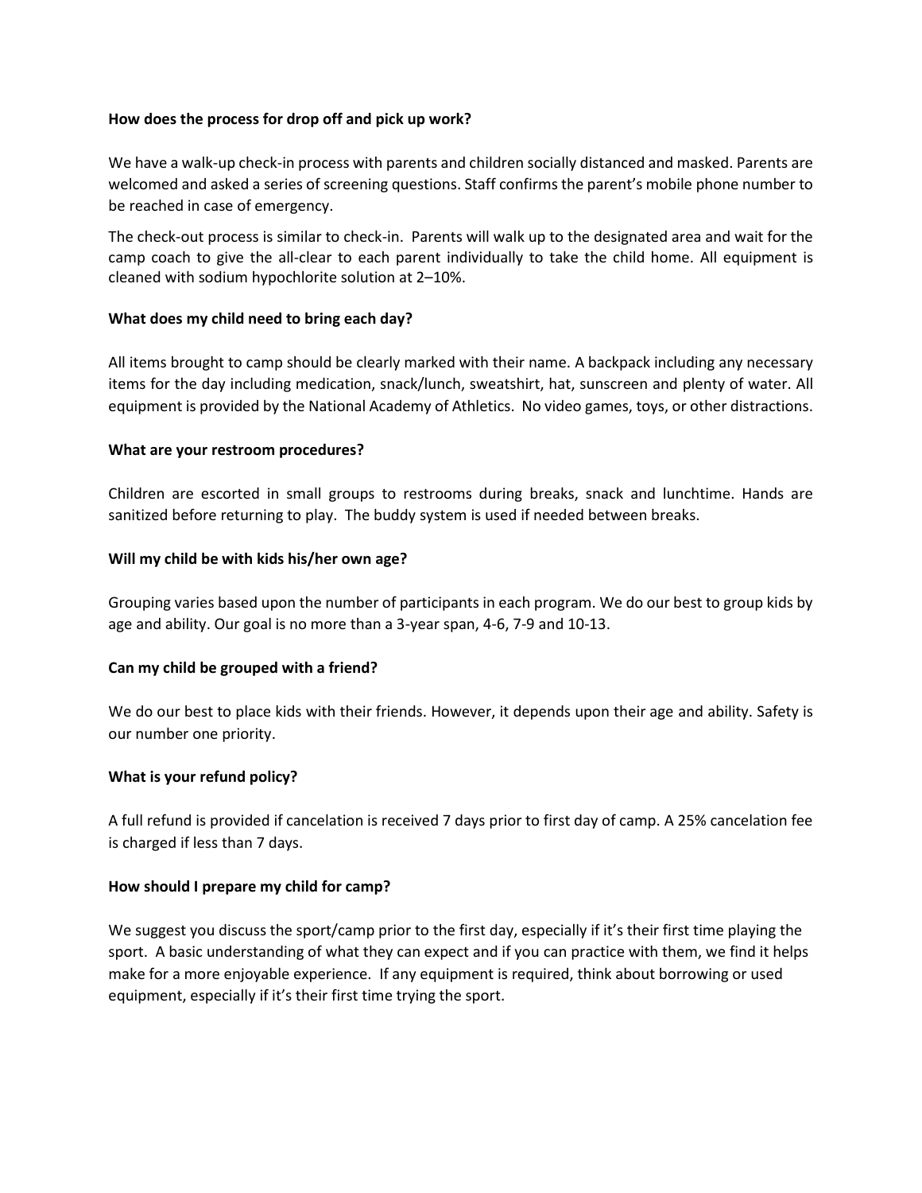**How does the process for drop off and pick up work?**

We have a walk-up check-in process with parents and children socially distanced and masked. Parents are welcomed and asked a series of screening questions. Staff confirms the parent's mobile phone number to be reached in case of emergency.

The check-out process is similar to check-in. Parents will walk up to the designated area and wait for the camp coach to give the all-clear to each parent individually to take the child home. All equipment is cleaned with sodium hypochlorite solution at 2–10%.

**What does my child need to bring each day?**

All items brought to camp should be clearly marked with their name. A backpack including any necessary items for the day including medication, snack/lunch, sweatshirt, hat, sunscreen and plenty of water. All equipment is provided by the National Academy of Athletics. No video games, toys, or other distractions.

**What are your restroom procedures?**

Children are escorted in small groups to restrooms during breaks, snack and lunchtime. Hands are sanitized before returning to play. The buddy system is used if needed between breaks.

**Will my child be with kids his/her own age?**

Grouping varies based upon the number of participants in each program. We do our best to group kids by age and ability. Our goal is no more than a 3-year span, 4-6, 7-9 and 10-13.

**Can my child be grouped with a friend?**

We do our best to place kids with their friends. However, it depends upon their age and ability. Safety is our number one priority.

**What is your refund policy?**

A full refund is provided if cancelation is received 7 days prior to first day of camp. A 25% cancelation fee is charged if less than 7 days.

**How should I prepare my child for camp?**

We suggest you discuss the sport/camp prior to the first day, especially if it's their first time playing the sport. A basic understanding of what they can expect and if you can practice with them, we find it helps make for a more enjoyable experience. If any equipment is required, think about borrowing or used equipment, especially if it's their first time trying the sport.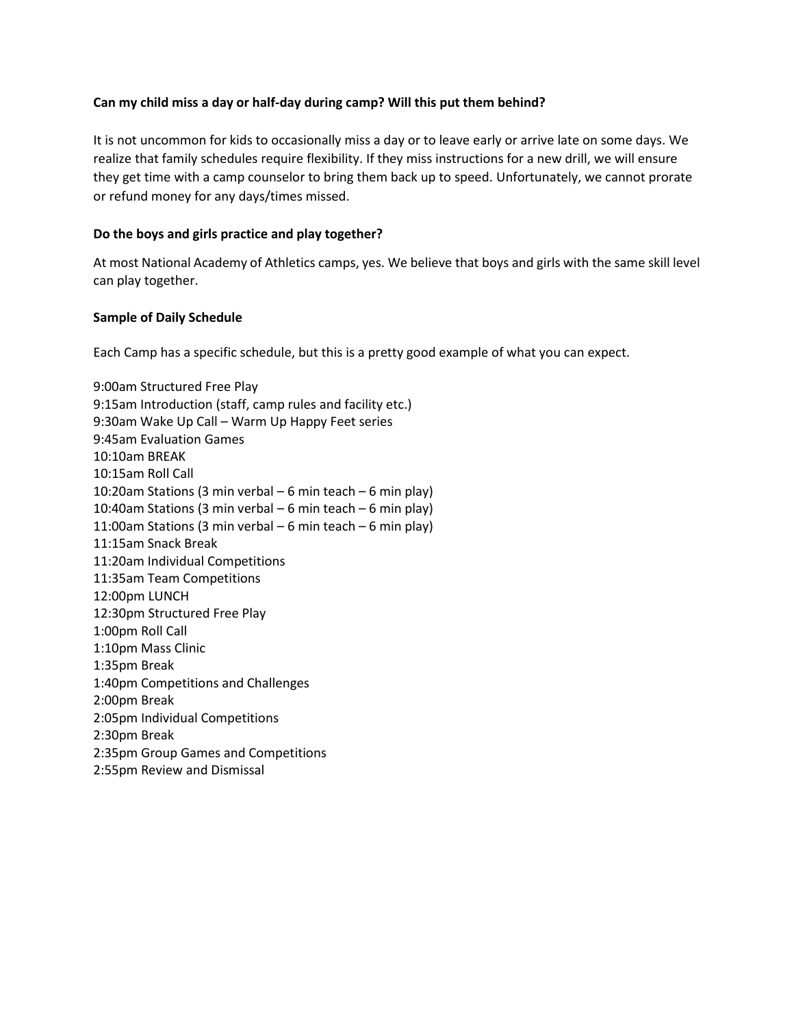**Can my child miss a day or half-day during camp? Will this put them behind?**

It is not uncommon for kids to occasionally miss a day or to leave early or arrive late on some days. We realize that family schedules require flexibility. If they miss instructions for a new drill, we will ensure they get time with a camp counselor to bring them back up to speed. Unfortunately, we cannot prorate or refund money for any days/times missed.

**Do the boys and girls practice and play together?**

At most National Academy of Athletics camps, yes. We believe that boys and girls with the same skill level can play together.

**Sample of Daily Schedule**

Each Camp has a specific schedule, but this is a pretty good example of what you can expect.

9:00am Structured Free Play
9:15am Introduction (staff, camp rules and facility etc.)
9:30am Wake Up Call – Warm Up Happy Feet series
9:45am Evaluation Games
10:10am BREAK
10:15am Roll Call
10:20am Stations (3 min verbal – 6 min teach – 6 min play)
10:40am Stations (3 min verbal – 6 min teach – 6 min play)
11:00am Stations (3 min verbal – 6 min teach – 6 min play)
11:15am Snack Break
11:20am Individual Competitions
11:35am Team Competitions
12:00pm LUNCH
12:30pm Structured Free Play
1:00pm Roll Call
1:10pm Mass Clinic
1:35pm Break
1:40pm Competitions and Challenges
2:00pm Break
2:05pm Individual Competitions
2:30pm Break
2:35pm Group Games and Competitions
2:55pm Review and Dismissal